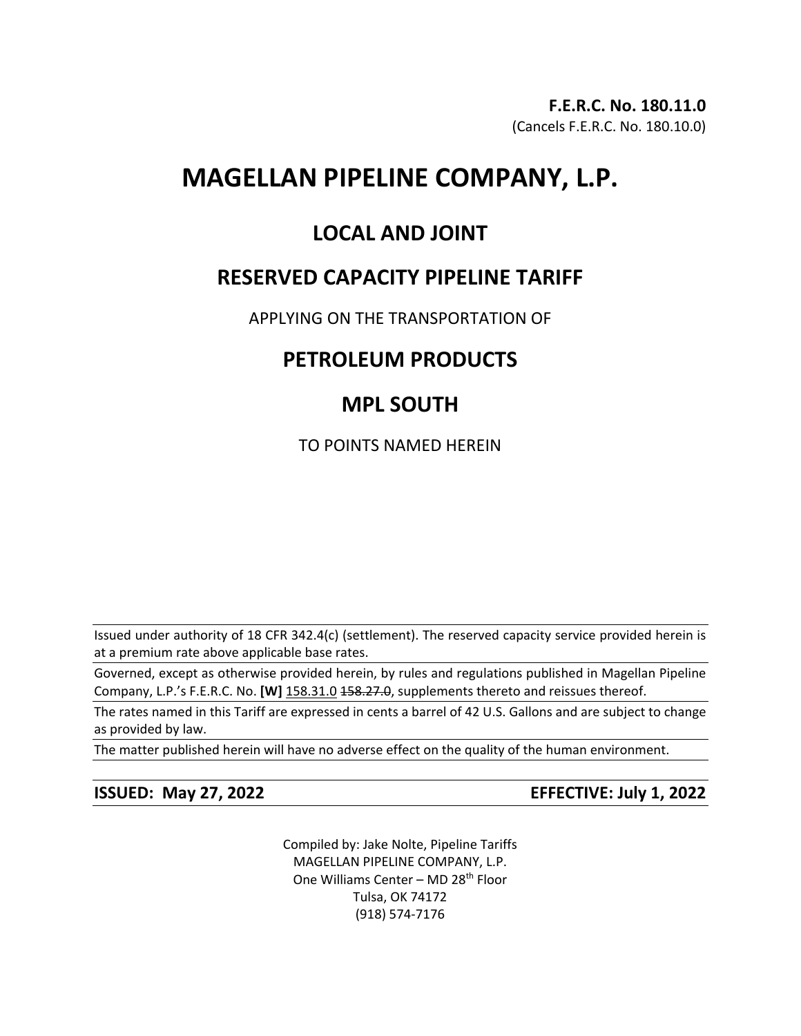**F.E.R.C. No. 180.11.0**
(Cancels F.E.R.C. No. 180.10.0)

# MAGELLAN PIPELINE COMPANY, L.P.

## LOCAL AND JOINT

## RESERVED CAPACITY PIPELINE TARIFF

APPLYING ON THE TRANSPORTATION OF

## PETROLEUM PRODUCTS

## MPL SOUTH

TO POINTS NAMED HEREIN

Issued under authority of 18 CFR 342.4(c) (settlement). The reserved capacity service provided herein is at a premium rate above applicable base rates.

Governed, except as otherwise provided herein, by rules and regulations published in Magellan Pipeline Company, L.P.'s F.E.R.C. No. **[W]** 158.31.0 ~~158.27.0~~, supplements thereto and reissues thereof.

The rates named in this Tariff are expressed in cents a barrel of 42 U.S. Gallons and are subject to change as provided by law.

The matter published herein will have no adverse effect on the quality of the human environment.

**ISSUED: May 27, 2022** **EFFECTIVE: July 1, 2022**

Compiled by: Jake Nolte, Pipeline Tariffs
MAGELLAN PIPELINE COMPANY, L.P.
One Williams Center – MD 28th Floor
Tulsa, OK 74172
(918) 574-7176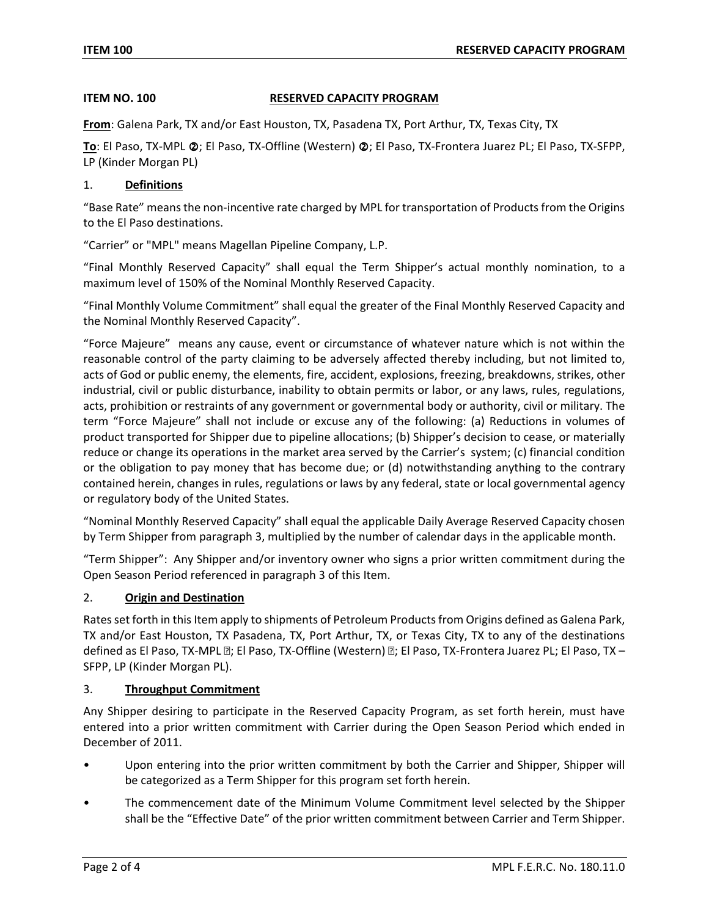**ITEM NO. 100 RESERVED CAPACITY PROGRAM**

**From**: Galena Park, TX and/or East Houston, TX, Pasadena TX, Port Arthur, TX, Texas City, TX

**To**: El Paso, TX-MPL ➁; El Paso, TX-Offline (Western) ➁; El Paso, TX-Frontera Juarez PL; El Paso, TX-SFPP, LP (Kinder Morgan PL)

1. **Definitions**

"Base Rate" means the non-incentive rate charged by MPL for transportation of Products from the Origins to the El Paso destinations.

"Carrier" or "MPL" means Magellan Pipeline Company, L.P.

"Final Monthly Reserved Capacity" shall equal the Term Shipper's actual monthly nomination, to a maximum level of 150% of the Nominal Monthly Reserved Capacity.

"Final Monthly Volume Commitment" shall equal the greater of the Final Monthly Reserved Capacity and the Nominal Monthly Reserved Capacity".

"Force Majeure" means any cause, event or circumstance of whatever nature which is not within the reasonable control of the party claiming to be adversely affected thereby including, but not limited to, acts of God or public enemy, the elements, fire, accident, explosions, freezing, breakdowns, strikes, other industrial, civil or public disturbance, inability to obtain permits or labor, or any laws, rules, regulations, acts, prohibition or restraints of any government or governmental body or authority, civil or military. The term "Force Majeure" shall not include or excuse any of the following: (a) Reductions in volumes of product transported for Shipper due to pipeline allocations; (b) Shipper's decision to cease, or materially reduce or change its operations in the market area served by the Carrier's system; (c) financial condition or the obligation to pay money that has become due; or (d) notwithstanding anything to the contrary contained herein, changes in rules, regulations or laws by any federal, state or local governmental agency or regulatory body of the United States.

"Nominal Monthly Reserved Capacity" shall equal the applicable Daily Average Reserved Capacity chosen by Term Shipper from paragraph 3, multiplied by the number of calendar days in the applicable month.

"Term Shipper": Any Shipper and/or inventory owner who signs a prior written commitment during the Open Season Period referenced in paragraph 3 of this Item.

2. **Origin and Destination**

Rates set forth in this Item apply to shipments of Petroleum Products from Origins defined as Galena Park, TX and/or East Houston, TX Pasadena, TX, Port Arthur, TX, or Texas City, TX to any of the destinations defined as El Paso, TX-MPL ➁; El Paso, TX-Offline (Western) ➁; El Paso, TX-Frontera Juarez PL; El Paso, TX – SFPP, LP (Kinder Morgan PL).

3. **Throughput Commitment**

Any Shipper desiring to participate in the Reserved Capacity Program, as set forth herein, must have entered into a prior written commitment with Carrier during the Open Season Period which ended in December of 2011.

- Upon entering into the prior written commitment by both the Carrier and Shipper, Shipper will be categorized as a Term Shipper for this program set forth herein.
- The commencement date of the Minimum Volume Commitment level selected by the Shipper shall be the "Effective Date" of the prior written commitment between Carrier and Term Shipper.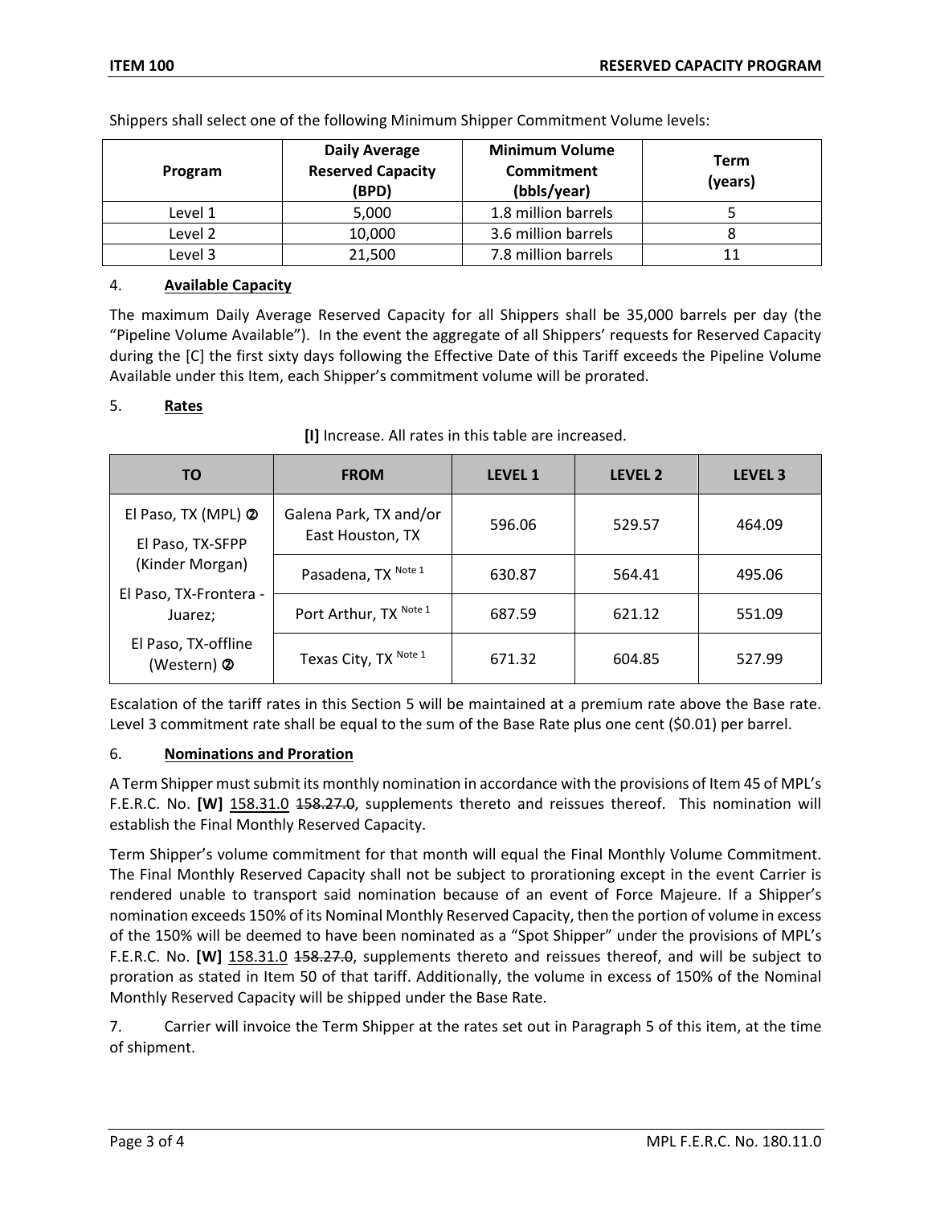Shippers shall select one of the following Minimum Shipper Commitment Volume levels:

| Program | Daily Average Reserved Capacity (BPD) | Minimum Volume Commitment (bbls/year) | Term (years) |
|---|---|---|---|
| Level 1 | 5,000 | 1.8 million barrels | 5 |
| Level 2 | 10,000 | 3.6 million barrels | 8 |
| Level 3 | 21,500 | 7.8 million barrels | 11 |

4. **Available Capacity**

The maximum Daily Average Reserved Capacity for all Shippers shall be 35,000 barrels per day (the "Pipeline Volume Available"). In the event the aggregate of all Shippers' requests for Reserved Capacity during the [C] the first sixty days following the Effective Date of this Tariff exceeds the Pipeline Volume Available under this Item, each Shipper's commitment volume will be prorated.

5. **Rates**

**[I]** Increase. All rates in this table are increased.

| TO | FROM | LEVEL 1 | LEVEL 2 | LEVEL 3 |
|---|---|---|---|---|
| El Paso, TX (MPL) ➋<br>El Paso, TX-SFPP (Kinder Morgan)<br>El Paso, TX-Frontera - Juarez;<br>El Paso, TX-offline (Western) ➋ | Galena Park, TX and/or East Houston, TX | 596.06 | 529.57 | 464.09 |
| | Pasadena, TX Note 1 | 630.87 | 564.41 | 495.06 |
| | Port Arthur, TX Note 1 | 687.59 | 621.12 | 551.09 |
| | Texas City, TX Note 1 | 671.32 | 604.85 | 527.99 |

Escalation of the tariff rates in this Section 5 will be maintained at a premium rate above the Base rate. Level 3 commitment rate shall be equal to the sum of the Base Rate plus one cent ($0.01) per barrel.

6. **Nominations and Proration**

A Term Shipper must submit its monthly nomination in accordance with the provisions of Item 45 of MPL's F.E.R.C. No. **[W]** 158.31.0 ~~158.27.0~~, supplements thereto and reissues thereof. This nomination will establish the Final Monthly Reserved Capacity.

Term Shipper's volume commitment for that month will equal the Final Monthly Volume Commitment. The Final Monthly Reserved Capacity shall not be subject to prorationing except in the event Carrier is rendered unable to transport said nomination because of an event of Force Majeure. If a Shipper's nomination exceeds 150% of its Nominal Monthly Reserved Capacity, then the portion of volume in excess of the 150% will be deemed to have been nominated as a "Spot Shipper" under the provisions of MPL's F.E.R.C. No. **[W]** 158.31.0 ~~158.27.0~~, supplements thereto and reissues thereof, and will be subject to proration as stated in Item 50 of that tariff. Additionally, the volume in excess of 150% of the Nominal Monthly Reserved Capacity will be shipped under the Base Rate.

7. Carrier will invoice the Term Shipper at the rates set out in Paragraph 5 of this item, at the time of shipment.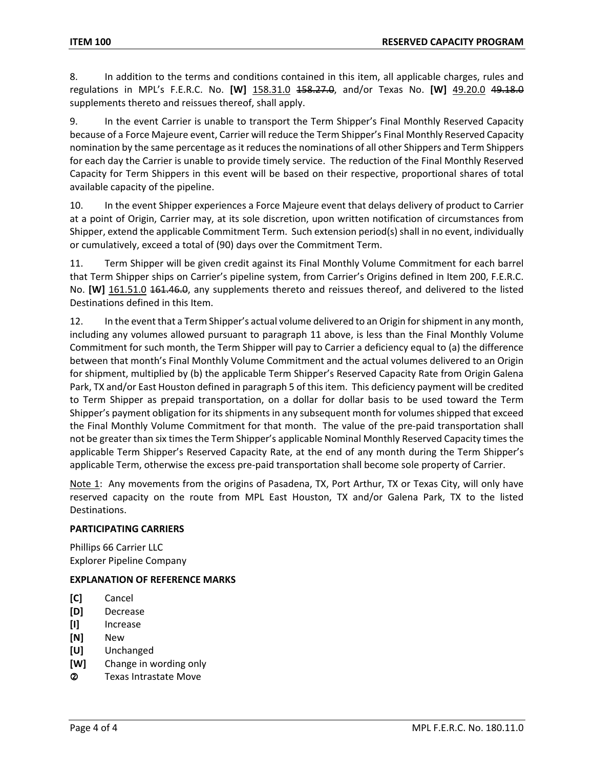8. In addition to the terms and conditions contained in this item, all applicable charges, rules and regulations in MPL's F.E.R.C. No. **[W]** 158.31.0 ~~158.27.0~~, and/or Texas No. **[W]** 49.20.0 ~~49.18.0~~ supplements thereto and reissues thereof, shall apply.

9. In the event Carrier is unable to transport the Term Shipper's Final Monthly Reserved Capacity because of a Force Majeure event, Carrier will reduce the Term Shipper's Final Monthly Reserved Capacity nomination by the same percentage as it reduces the nominations of all other Shippers and Term Shippers for each day the Carrier is unable to provide timely service. The reduction of the Final Monthly Reserved Capacity for Term Shippers in this event will be based on their respective, proportional shares of total available capacity of the pipeline.

10. In the event Shipper experiences a Force Majeure event that delays delivery of product to Carrier at a point of Origin, Carrier may, at its sole discretion, upon written notification of circumstances from Shipper, extend the applicable Commitment Term. Such extension period(s) shall in no event, individually or cumulatively, exceed a total of (90) days over the Commitment Term.

11. Term Shipper will be given credit against its Final Monthly Volume Commitment for each barrel that Term Shipper ships on Carrier's pipeline system, from Carrier's Origins defined in Item 200, F.E.R.C. No. **[W]** 161.51.0 ~~161.46.0~~, any supplements thereto and reissues thereof, and delivered to the listed Destinations defined in this Item.

12. In the event that a Term Shipper's actual volume delivered to an Origin for shipment in any month, including any volumes allowed pursuant to paragraph 11 above, is less than the Final Monthly Volume Commitment for such month, the Term Shipper will pay to Carrier a deficiency equal to (a) the difference between that month's Final Monthly Volume Commitment and the actual volumes delivered to an Origin for shipment, multiplied by (b) the applicable Term Shipper's Reserved Capacity Rate from Origin Galena Park, TX and/or East Houston defined in paragraph 5 of this item. This deficiency payment will be credited to Term Shipper as prepaid transportation, on a dollar for dollar basis to be used toward the Term Shipper's payment obligation for its shipments in any subsequent month for volumes shipped that exceed the Final Monthly Volume Commitment for that month. The value of the pre-paid transportation shall not be greater than six times the Term Shipper's applicable Nominal Monthly Reserved Capacity times the applicable Term Shipper's Reserved Capacity Rate, at the end of any month during the Term Shipper's applicable Term, otherwise the excess pre-paid transportation shall become sole property of Carrier.

Note 1: Any movements from the origins of Pasadena, TX, Port Arthur, TX or Texas City, will only have reserved capacity on the route from MPL East Houston, TX and/or Galena Park, TX to the listed Destinations.

**PARTICIPATING CARRIERS**

Phillips 66 Carrier LLC
Explorer Pipeline Company

**EXPLANATION OF REFERENCE MARKS**

**[C]** Cancel
**[D]** Decrease
**[I]** Increase
**[N]** New
**[U]** Unchanged
**[W]** Change in wording only
② Texas Intrastate Move